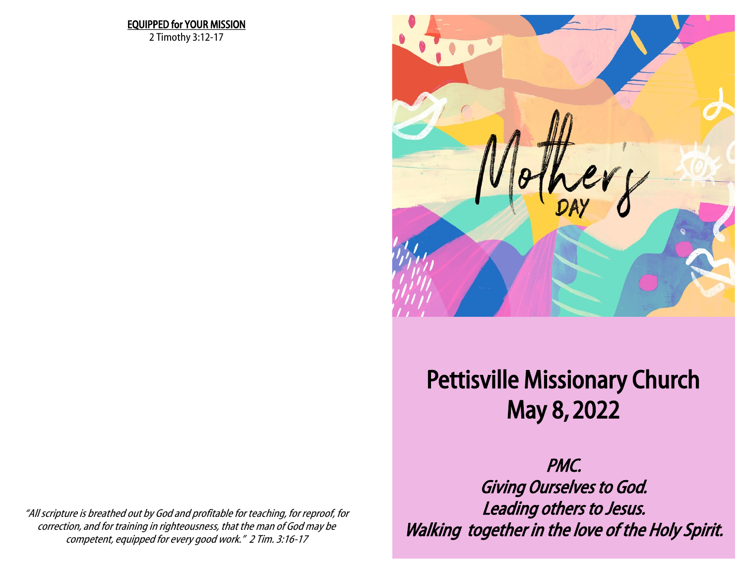**EQUIPPED for YOUR MISSION**

2 Timothy 3:12-17

*"All scripture is breathed out by God and profitable for teaching, for reproof, for correction, and for training in righteousness, that the man of God may be competent, equipped for every good work." 2 Tim. 3:16-17*

Mothers DAY

# Pettisville Missionary Church
# May 8, 2022

*PMC.*
*Giving Ourselves to God.*
*Leading others to Jesus.*
*Walking together in the love of the Holy Spirit.*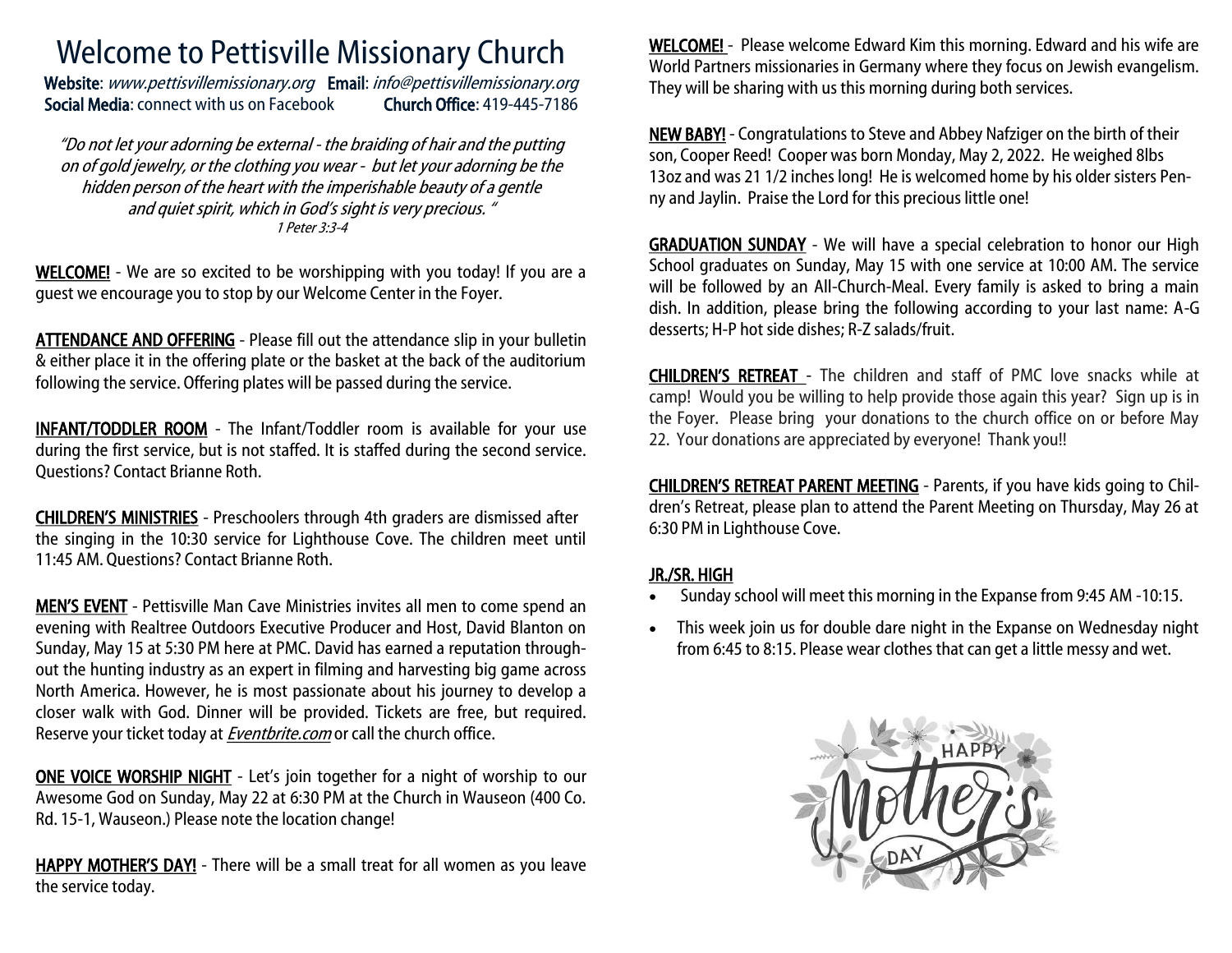# Welcome to Pettisville Missionary Church

**Website**: *www.pettisvillemissionary.org* **Email**: *info@pettisvillemissionary.org*
**Social Media**: connect with us on Facebook **Church Office**: 419-445-7186

*"Do not let your adorning be external - the braiding of hair and the putting on of gold jewelry, or the clothing you wear - but let your adorning be the hidden person of the heart with the imperishable beauty of a gentle and quiet spirit, which in God's sight is very precious. "*
*1 Peter 3:3-4*

**WELCOME!** - We are so excited to be worshipping with you today! If you are a guest we encourage you to stop by our Welcome Center in the Foyer.

**ATTENDANCE AND OFFERING** - Please fill out the attendance slip in your bulletin & either place it in the offering plate or the basket at the back of the auditorium following the service. Offering plates will be passed during the service.

**INFANT/TODDLER ROOM** - The Infant/Toddler room is available for your use during the first service, but is not staffed. It is staffed during the second service. Questions? Contact Brianne Roth.

**CHILDREN'S MINISTRIES** - Preschoolers through 4th graders are dismissed after the singing in the 10:30 service for Lighthouse Cove. The children meet until 11:45 AM. Questions? Contact Brianne Roth.

**MEN'S EVENT** - Pettisville Man Cave Ministries invites all men to come spend an evening with Realtree Outdoors Executive Producer and Host, David Blanton on Sunday, May 15 at 5:30 PM here at PMC. David has earned a reputation throughout the hunting industry as an expert in filming and harvesting big game across North America. However, he is most passionate about his journey to develop a closer walk with God. Dinner will be provided. Tickets are free, but required. Reserve your ticket today at *Eventbrite.com* or call the church office.

**ONE VOICE WORSHIP NIGHT** - Let's join together for a night of worship to our Awesome God on Sunday, May 22 at 6:30 PM at the Church in Wauseon (400 Co. Rd. 15-1, Wauseon.) Please note the location change!

**HAPPY MOTHER'S DAY!** - There will be a small treat for all women as you leave the service today.

**WELCOME!** - Please welcome Edward Kim this morning. Edward and his wife are World Partners missionaries in Germany where they focus on Jewish evangelism. They will be sharing with us this morning during both services.

**NEW BABY!** - Congratulations to Steve and Abbey Nafziger on the birth of their son, Cooper Reed! Cooper was born Monday, May 2, 2022. He weighed 8lbs 13oz and was 21 1/2 inches long! He is welcomed home by his older sisters Penny and Jaylin. Praise the Lord for this precious little one!

**GRADUATION SUNDAY** - We will have a special celebration to honor our High School graduates on Sunday, May 15 with one service at 10:00 AM. The service will be followed by an All-Church-Meal. Every family is asked to bring a main dish. In addition, please bring the following according to your last name: A-G desserts; H-P hot side dishes; R-Z salads/fruit.

**CHILDREN'S RETREAT** - The children and staff of PMC love snacks while at camp! Would you be willing to help provide those again this year? Sign up is in the Foyer. Please bring your donations to the church office on or before May 22. Your donations are appreciated by everyone! Thank you!!

**CHILDREN'S RETREAT PARENT MEETING** - Parents, if you have kids going to Children's Retreat, please plan to attend the Parent Meeting on Thursday, May 26 at 6:30 PM in Lighthouse Cove.

**JR./SR. HIGH**

- Sunday school will meet this morning in the Expanse from 9:45 AM -10:15.
- This week join us for double dare night in the Expanse on Wednesday night from 6:45 to 8:15. Please wear clothes that can get a little messy and wet.

HAPPY Mother's DAY